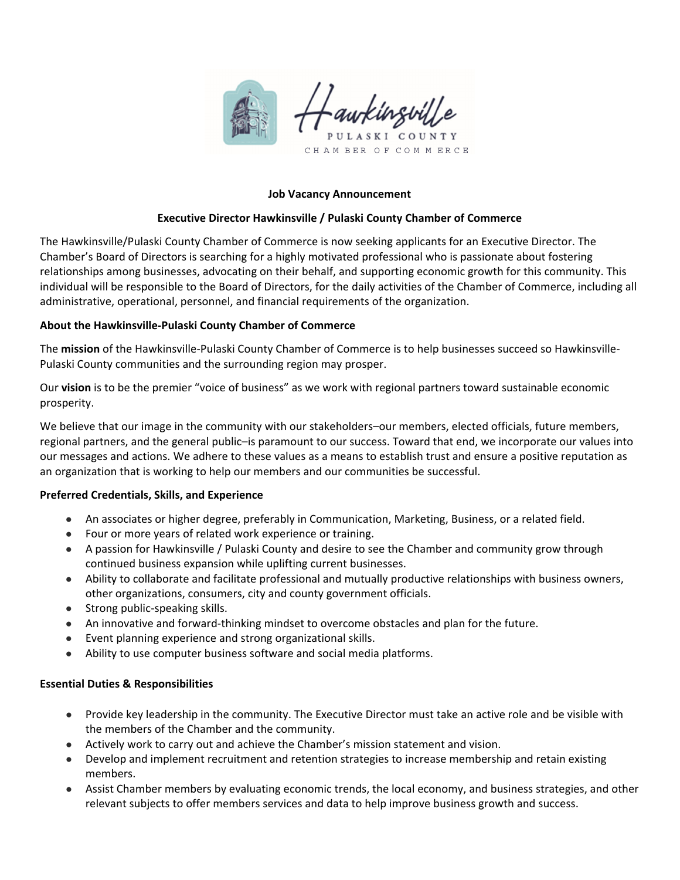Hawkinsville
PULASKI COUNTY
CHAMBER OF COMMERCE

**Job Vacancy Announcement**

**Executive Director Hawkinsville / Pulaski County Chamber of Commerce**

The Hawkinsville/Pulaski County Chamber of Commerce is now seeking applicants for an Executive Director. The Chamber's Board of Directors is searching for a highly motivated professional who is passionate about fostering relationships among businesses, advocating on their behalf, and supporting economic growth for this community. This individual will be responsible to the Board of Directors, for the daily activities of the Chamber of Commerce, including all administrative, operational, personnel, and financial requirements of the organization.

**About the Hawkinsville-Pulaski County Chamber of Commerce**

The **mission** of the Hawkinsville-Pulaski County Chamber of Commerce is to help businesses succeed so Hawkinsville-Pulaski County communities and the surrounding region may prosper.

Our **vision** is to be the premier "voice of business" as we work with regional partners toward sustainable economic prosperity.

We believe that our image in the community with our stakeholders–our members, elected officials, future members, regional partners, and the general public–is paramount to our success. Toward that end, we incorporate our values into our messages and actions. We adhere to these values as a means to establish trust and ensure a positive reputation as an organization that is working to help our members and our communities be successful.

**Preferred Credentials, Skills, and Experience**

- An associates or higher degree, preferably in Communication, Marketing, Business, or a related field.
- Four or more years of related work experience or training.
- A passion for Hawkinsville / Pulaski County and desire to see the Chamber and community grow through continued business expansion while uplifting current businesses.
- Ability to collaborate and facilitate professional and mutually productive relationships with business owners, other organizations, consumers, city and county government officials.
- Strong public-speaking skills.
- An innovative and forward-thinking mindset to overcome obstacles and plan for the future.
- Event planning experience and strong organizational skills.
- Ability to use computer business software and social media platforms.

**Essential Duties & Responsibilities**

- Provide key leadership in the community. The Executive Director must take an active role and be visible with the members of the Chamber and the community.
- Actively work to carry out and achieve the Chamber's mission statement and vision.
- Develop and implement recruitment and retention strategies to increase membership and retain existing members.
- Assist Chamber members by evaluating economic trends, the local economy, and business strategies, and other relevant subjects to offer members services and data to help improve business growth and success.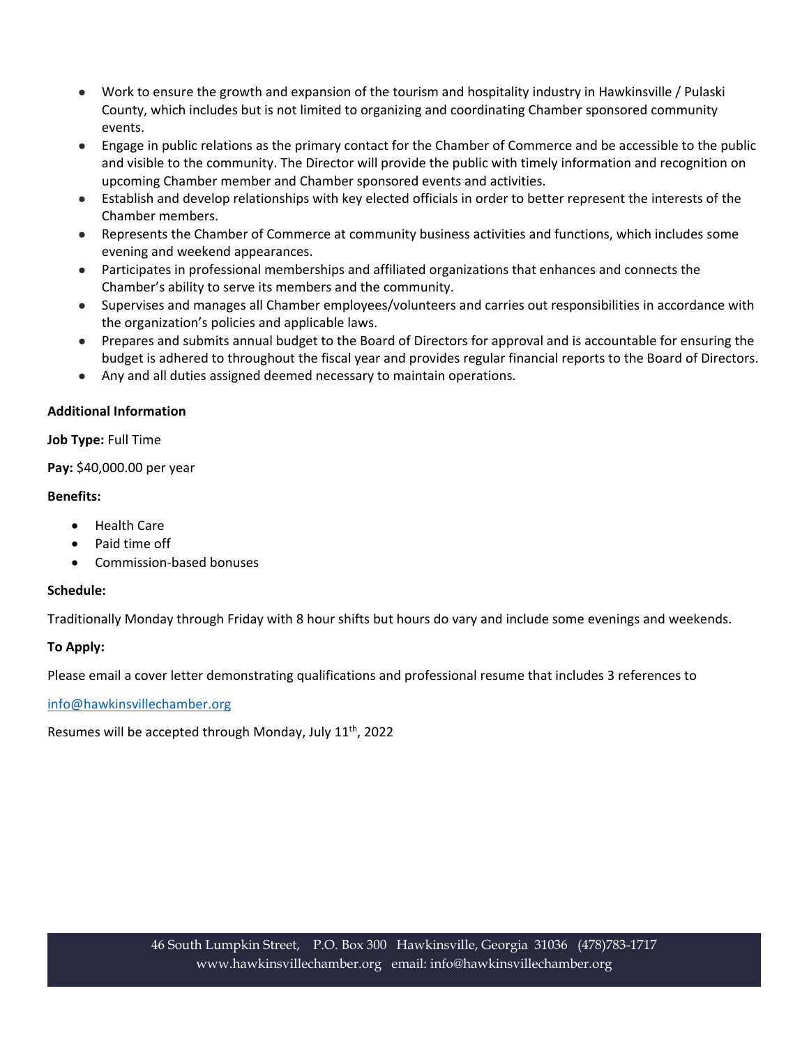- Work to ensure the growth and expansion of the tourism and hospitality industry in Hawkinsville / Pulaski County, which includes but is not limited to organizing and coordinating Chamber sponsored community events.
- Engage in public relations as the primary contact for the Chamber of Commerce and be accessible to the public and visible to the community. The Director will provide the public with timely information and recognition on upcoming Chamber member and Chamber sponsored events and activities.
- Establish and develop relationships with key elected officials in order to better represent the interests of the Chamber members.
- Represents the Chamber of Commerce at community business activities and functions, which includes some evening and weekend appearances.
- Participates in professional memberships and affiliated organizations that enhances and connects the Chamber's ability to serve its members and the community.
- Supervises and manages all Chamber employees/volunteers and carries out responsibilities in accordance with the organization's policies and applicable laws.
- Prepares and submits annual budget to the Board of Directors for approval and is accountable for ensuring the budget is adhered to throughout the fiscal year and provides regular financial reports to the Board of Directors.
- Any and all duties assigned deemed necessary to maintain operations.

**Additional Information**

**Job Type:** Full Time

**Pay:** $40,000.00 per year

**Benefits:**

- Health Care
- Paid time off
- Commission-based bonuses

**Schedule:**

Traditionally Monday through Friday with 8 hour shifts but hours do vary and include some evenings and weekends.

**To Apply:**

Please email a cover letter demonstrating qualifications and professional resume that includes 3 references to

info@hawkinsvillechamber.org

Resumes will be accepted through Monday, July 11th, 2022

46 South Lumpkin Street, P.O. Box 300 Hawkinsville, Georgia 31036 (478)783-1717
www.hawkinsvillechamber.org email: info@hawkinsvillechamber.org